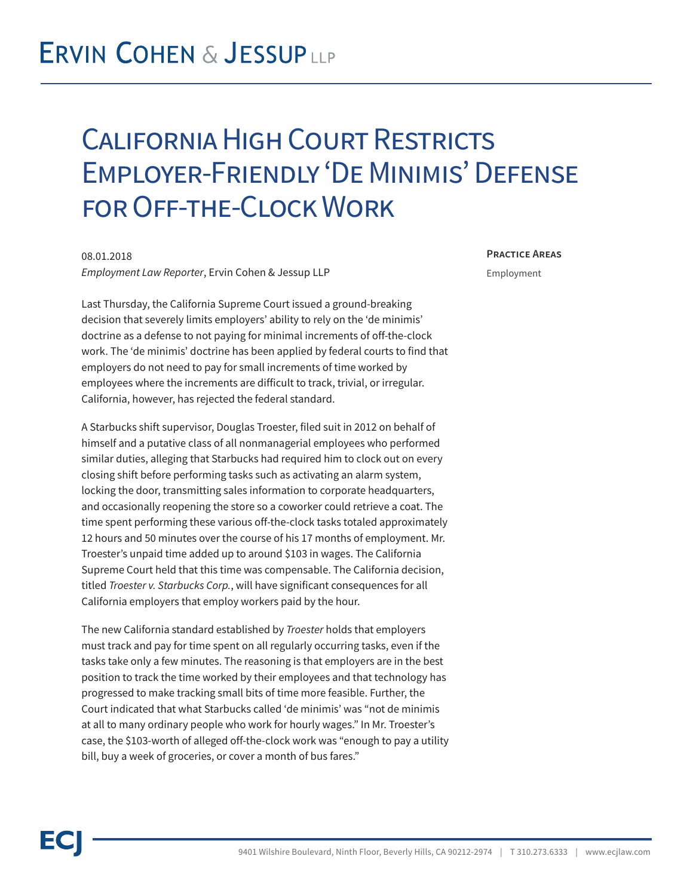# California High Court Restricts Employer-Friendly 'De Minimis' Defense for Off-the-Clock Work

08.01.2018

*Employment Law Reporter*, Ervin Cohen & Jessup LLP

**Practice Areas**

Employment

Last Thursday, the California Supreme Court issued a ground-breaking decision that severely limits employers' ability to rely on the 'de minimis' doctrine as a defense to not paying for minimal increments of off-the-clock work. The 'de minimis' doctrine has been applied by federal courts to find that employers do not need to pay for small increments of time worked by employees where the increments are difficult to track, trivial, or irregular. California, however, has rejected the federal standard.

A Starbucks shift supervisor, Douglas Troester, filed suit in 2012 on behalf of himself and a putative class of all nonmanagerial employees who performed similar duties, alleging that Starbucks had required him to clock out on every closing shift before performing tasks such as activating an alarm system, locking the door, transmitting sales information to corporate headquarters, and occasionally reopening the store so a coworker could retrieve a coat. The time spent performing these various off-the-clock tasks totaled approximately 12 hours and 50 minutes over the course of his 17 months of employment. Mr. Troester's unpaid time added up to around $103 in wages. The California Supreme Court held that this time was compensable. The California decision, titled *Troester v. Starbucks Corp.*, will have significant consequences for all California employers that employ workers paid by the hour.

The new California standard established by *Troester* holds that employers must track and pay for time spent on all regularly occurring tasks, even if the tasks take only a few minutes. The reasoning is that employers are in the best position to track the time worked by their employees and that technology has progressed to make tracking small bits of time more feasible. Further, the Court indicated that what Starbucks called 'de minimis' was "not de minimis at all to many ordinary people who work for hourly wages." In Mr. Troester's case, the $103-worth of alleged off-the-clock work was "enough to pay a utility bill, buy a week of groceries, or cover a month of bus fares."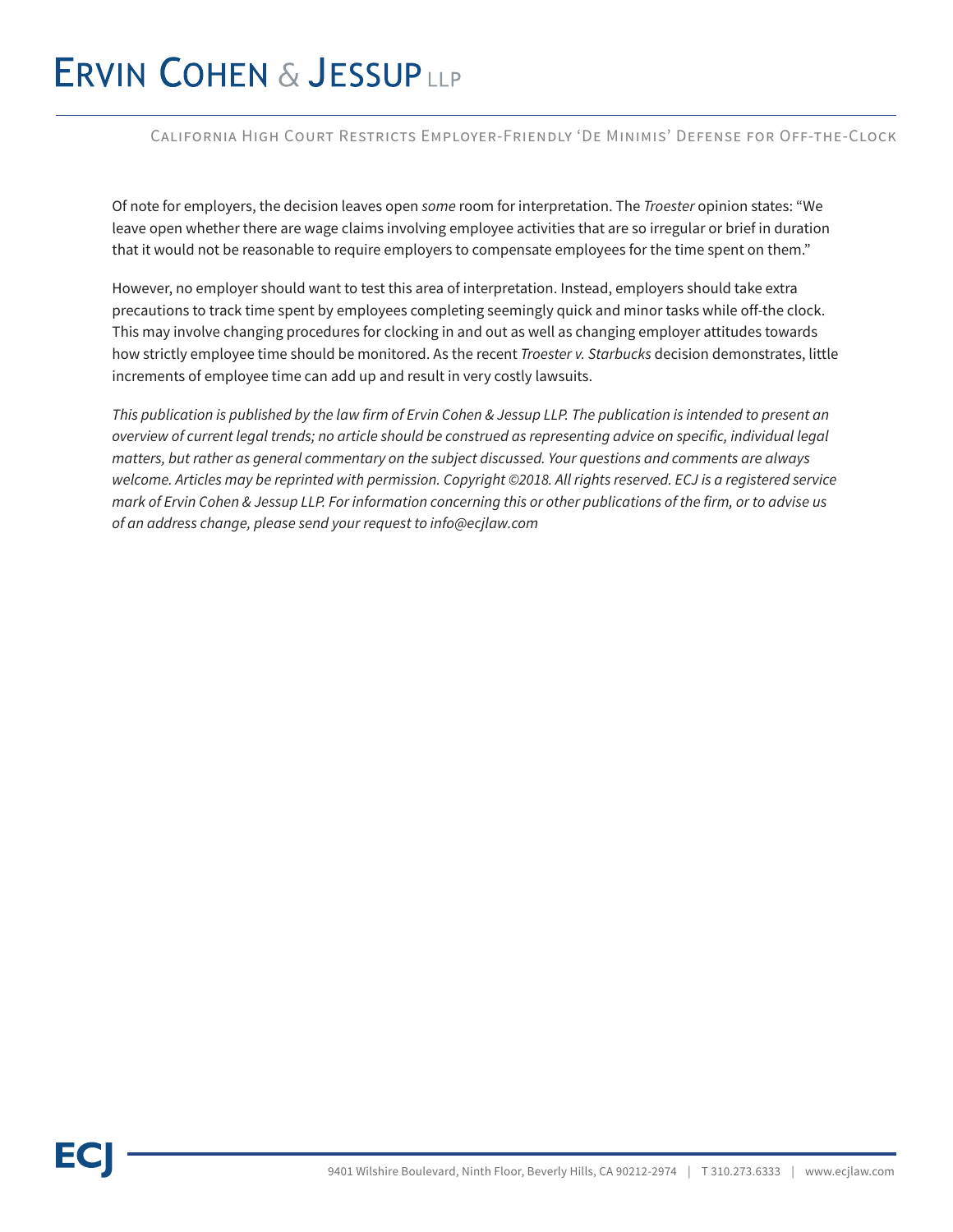Of note for employers, the decision leaves open *some* room for interpretation. The *Troester* opinion states: "We leave open whether there are wage claims involving employee activities that are so irregular or brief in duration that it would not be reasonable to require employers to compensate employees for the time spent on them."

However, no employer should want to test this area of interpretation. Instead, employers should take extra precautions to track time spent by employees completing seemingly quick and minor tasks while off-the clock. This may involve changing procedures for clocking in and out as well as changing employer attitudes towards how strictly employee time should be monitored. As the recent *Troester v. Starbucks* decision demonstrates, little increments of employee time can add up and result in very costly lawsuits.

*This publication is published by the law firm of Ervin Cohen & Jessup LLP. The publication is intended to present an overview of current legal trends; no article should be construed as representing advice on specific, individual legal matters, but rather as general commentary on the subject discussed. Your questions and comments are always welcome. Articles may be reprinted with permission. Copyright ©2018. All rights reserved. ECJ is a registered service mark of Ervin Cohen & Jessup LLP. For information concerning this or other publications of the firm, or to advise us of an address change, please send your request to info@ecjlaw.com*